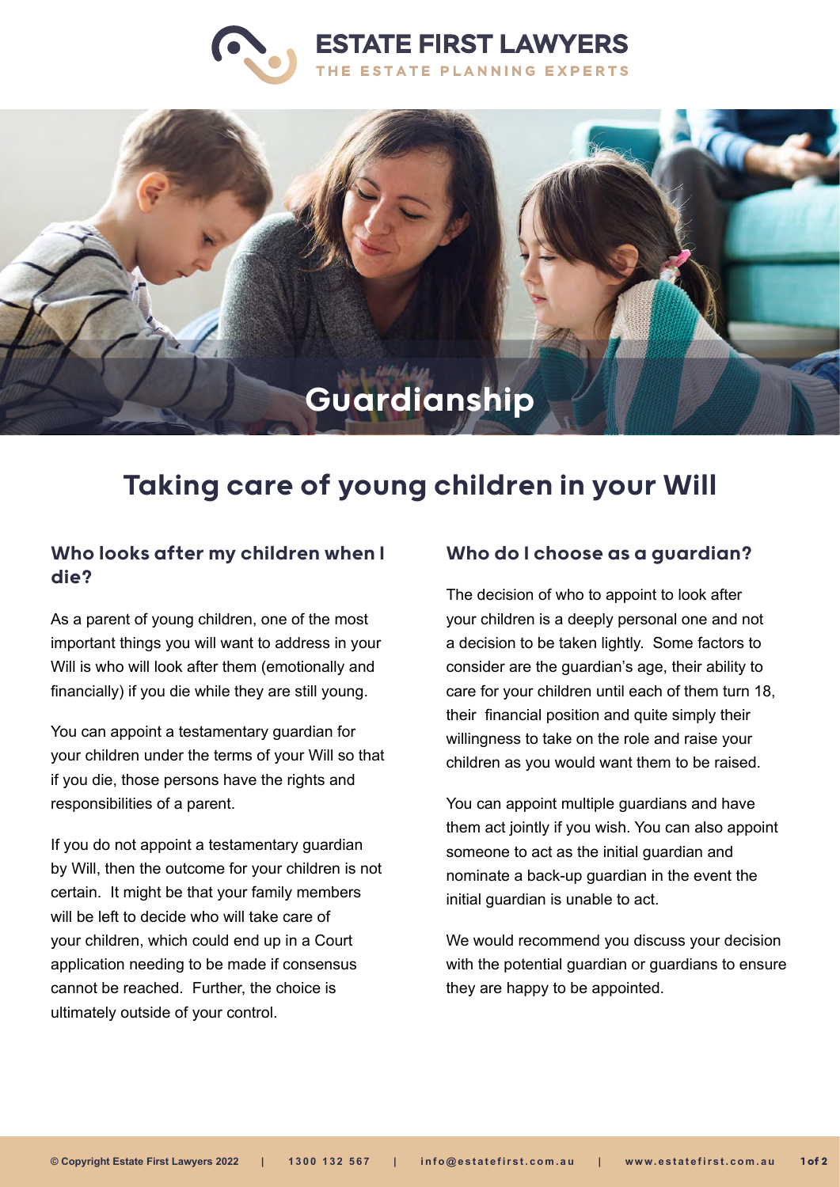# ESTATE FIRST LAWYERS

THE ESTATE PLANNING EXPERTS

# Guardianship

## Taking care of young children in your Will

### Who looks after my children when I die?

As a parent of young children, one of the most important things you will want to address in your Will is who will look after them (emotionally and financially) if you die while they are still young.

You can appoint a testamentary guardian for your children under the terms of your Will so that if you die, those persons have the rights and responsibilities of a parent.

If you do not appoint a testamentary guardian by Will, then the outcome for your children is not certain. It might be that your family members will be left to decide who will take care of your children, which could end up in a Court application needing to be made if consensus cannot be reached. Further, the choice is ultimately outside of your control.

### Who do I choose as a guardian?

The decision of who to appoint to look after your children is a deeply personal one and not a decision to be taken lightly. Some factors to consider are the guardian's age, their ability to care for your children until each of them turn 18, their financial position and quite simply their willingness to take on the role and raise your children as you would want them to be raised.

You can appoint multiple guardians and have them act jointly if you wish. You can also appoint someone to act as the initial guardian and nominate a back-up guardian in the event the initial guardian is unable to act.

We would recommend you discuss your decision with the potential guardian or guardians to ensure they are happy to be appointed.

© Copyright Estate First Lawyers 2022 | 1300 132 567 | info@estatefirst.com.au | www.estatefirst.com.au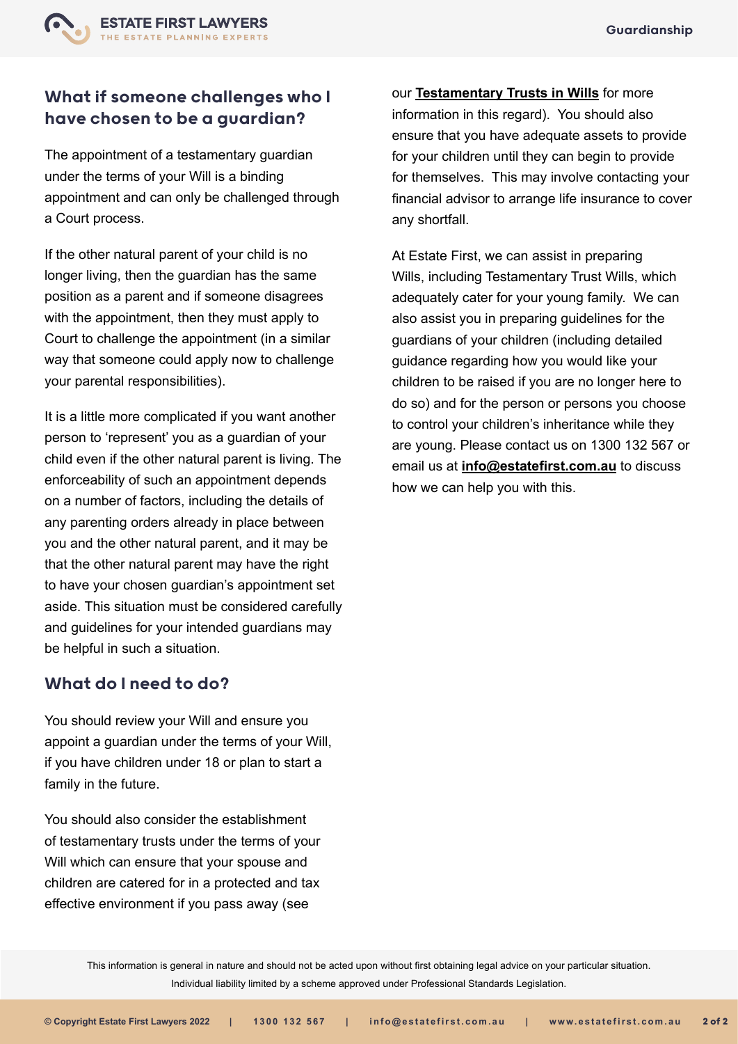## What if someone challenges who I have chosen to be a guardian?

The appointment of a testamentary guardian under the terms of your Will is a binding appointment and can only be challenged through a Court process.

If the other natural parent of your child is no longer living, then the guardian has the same position as a parent and if someone disagrees with the appointment, then they must apply to Court to challenge the appointment (in a similar way that someone could apply now to challenge your parental responsibilities).

It is a little more complicated if you want another person to 'represent' you as a guardian of your child even if the other natural parent is living. The enforceability of such an appointment depends on a number of factors, including the details of any parenting orders already in place between you and the other natural parent, and it may be that the other natural parent may have the right to have your chosen guardian's appointment set aside. This situation must be considered carefully and guidelines for your intended guardians may be helpful in such a situation.

## What do I need to do?

You should review your Will and ensure you appoint a guardian under the terms of your Will, if you have children under 18 or plan to start a family in the future.

You should also consider the establishment of testamentary trusts under the terms of your Will which can ensure that your spouse and children are catered for in a protected and tax effective environment if you pass away (see our **Testamentary Trusts in Wills** for more information in this regard). You should also ensure that you have adequate assets to provide for your children until they can begin to provide for themselves. This may involve contacting your financial advisor to arrange life insurance to cover any shortfall.

At Estate First, we can assist in preparing Wills, including Testamentary Trust Wills, which adequately cater for your young family. We can also assist you in preparing guidelines for the guardians of your children (including detailed guidance regarding how you would like your children to be raised if you are no longer here to do so) and for the person or persons you choose to control your children's inheritance while they are young. Please contact us on 1300 132 567 or email us at **info@estatefirst.com.au** to discuss how we can help you with this.

This information is general in nature and should not be acted upon without first obtaining legal advice on your particular situation.
Individual liability limited by a scheme approved under Professional Standards Legislation.

© Copyright Estate First Lawyers 2022 | 1300 132 567 | info@estatefirst.com.au | www.estatefirst.com.au